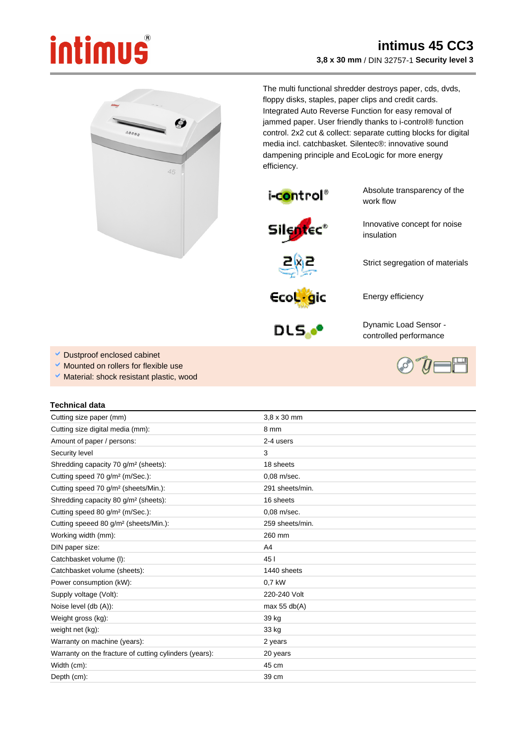# intimus 45 CC3

**3,8 x 30 mm** / DIN 32757-1 **Security level 3**

The multi functional shredder destroys paper, cds, dvds, floppy disks, staples, paper clips and credit cards. Integrated Auto Reverse Function for easy removal of jammed paper. User friendly thanks to i-control® function control. 2x2 cut & collect: separate cutting blocks for digital media incl. catchbasket. Silentec®: innovative sound dampening principle and EcoLogic for more energy efficiency.

- i-control®: Absolute transparency of the work flow
- Silentec®: Innovative concept for noise insulation
- 2x2: Strict segregation of materials
- EcoLogic: Energy efficiency
- DLS: Dynamic Load Sensor - controlled performance

- Dustproof enclosed cabinet
- Mounted on rollers for flexible use
- Material: shock resistant plastic, wood

## Technical data

| | |
|---|---|
| Cutting size paper (mm) | 3,8 x 30 mm |
| Cutting size digital media (mm): | 8 mm |
| Amount of paper / persons: | 2-4 users |
| Security level | 3 |
| Shredding capacity 70 g/m² (sheets): | 18 sheets |
| Cutting speed 70 g/m² (m/Sec.): | 0,08 m/sec. |
| Cutting speed 70 g/m² (sheets/Min.): | 291 sheets/min. |
| Shredding capacity 80 g/m² (sheets): | 16 sheets |
| Cutting speed 80 g/m² (m/Sec.): | 0,08 m/sec. |
| Cutting speeed 80 g/m² (sheets/Min.): | 259 sheets/min. |
| Working width (mm): | 260 mm |
| DIN paper size: | A4 |
| Catchbasket volume (l): | 45 l |
| Catchbasket volume (sheets): | 1440 sheets |
| Power consumption (kW): | 0,7 kW |
| Supply voltage (Volt): | 220-240 Volt |
| Noise level (db (A)): | max 55 db(A) |
| Weight gross (kg): | 39 kg |
| weight net (kg): | 33 kg |
| Warranty on machine (years): | 2 years |
| Warranty on the fracture of cutting cylinders (years): | 20 years |
| Width (cm): | 45 cm |
| Depth (cm): | 39 cm |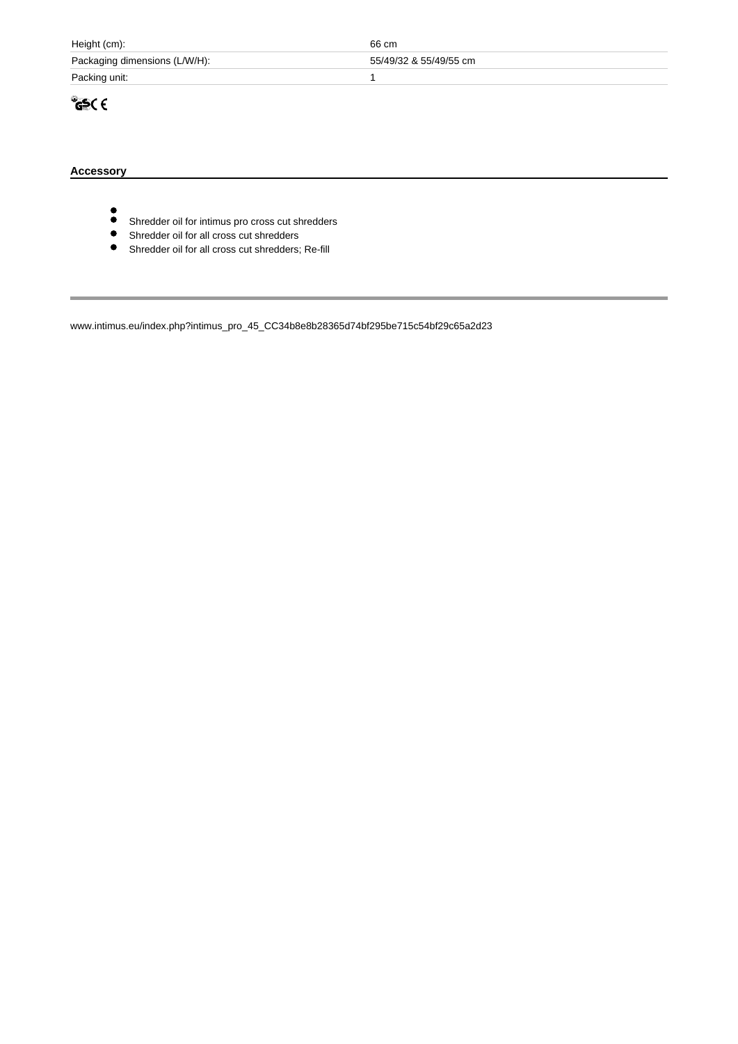| | |
|---|---|
| Height (cm): | 66 cm |
| Packaging dimensions (L/W/H): | 55/49/32 & 55/49/55 cm |
| Packing unit: | 1 |

## Accessory

- Shredder oil for intimus pro cross cut shredders
- Shredder oil for all cross cut shredders
- Shredder oil for all cross cut shredders; Re-fill

---

www.intimus.eu/index.php?intimus_pro_45_CC34b8e8b28365d74bf295be715c54bf29c65a2d23